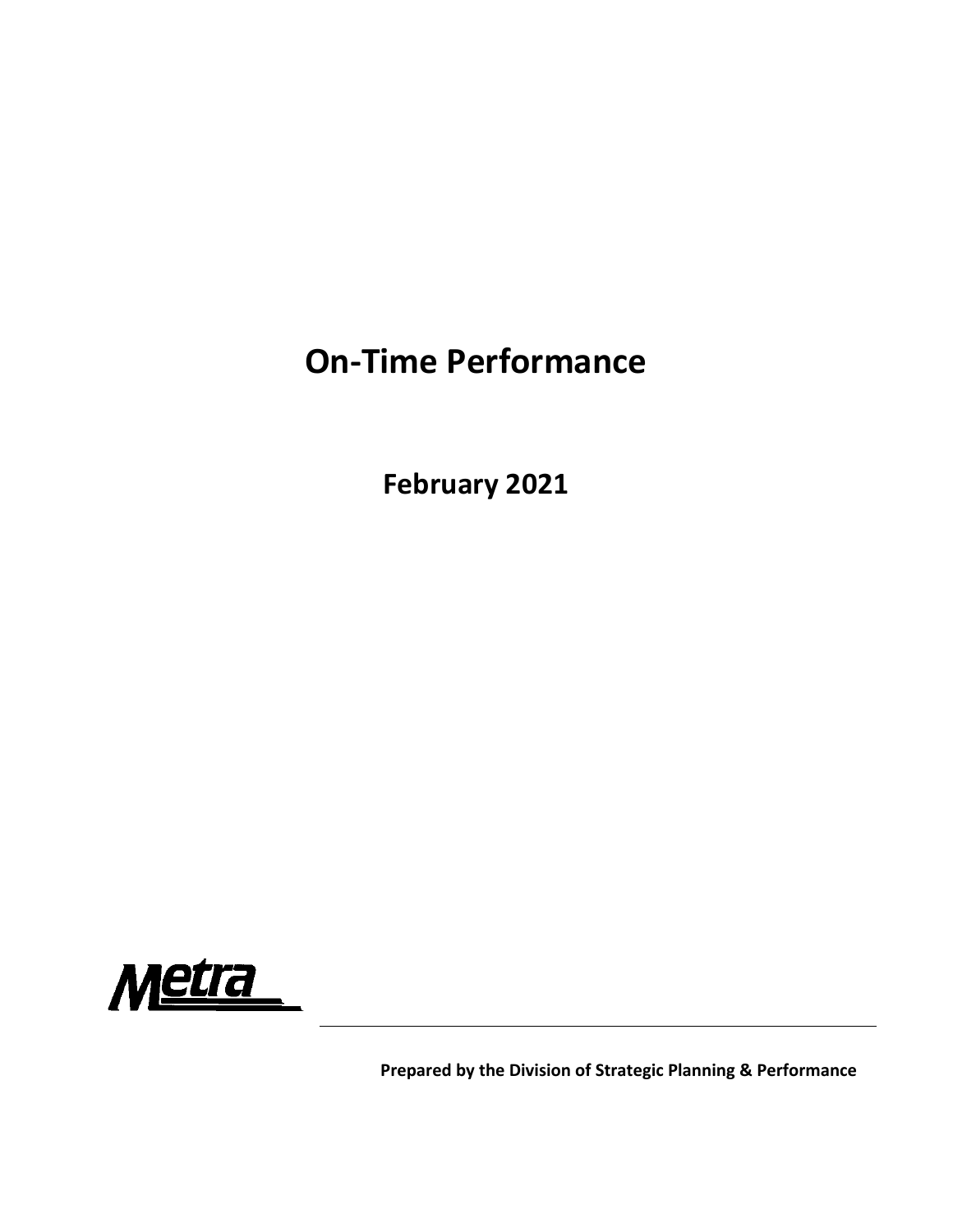# On-Time Performance

## February 2021

Metra

**Prepared by the Division of Strategic Planning & Performance**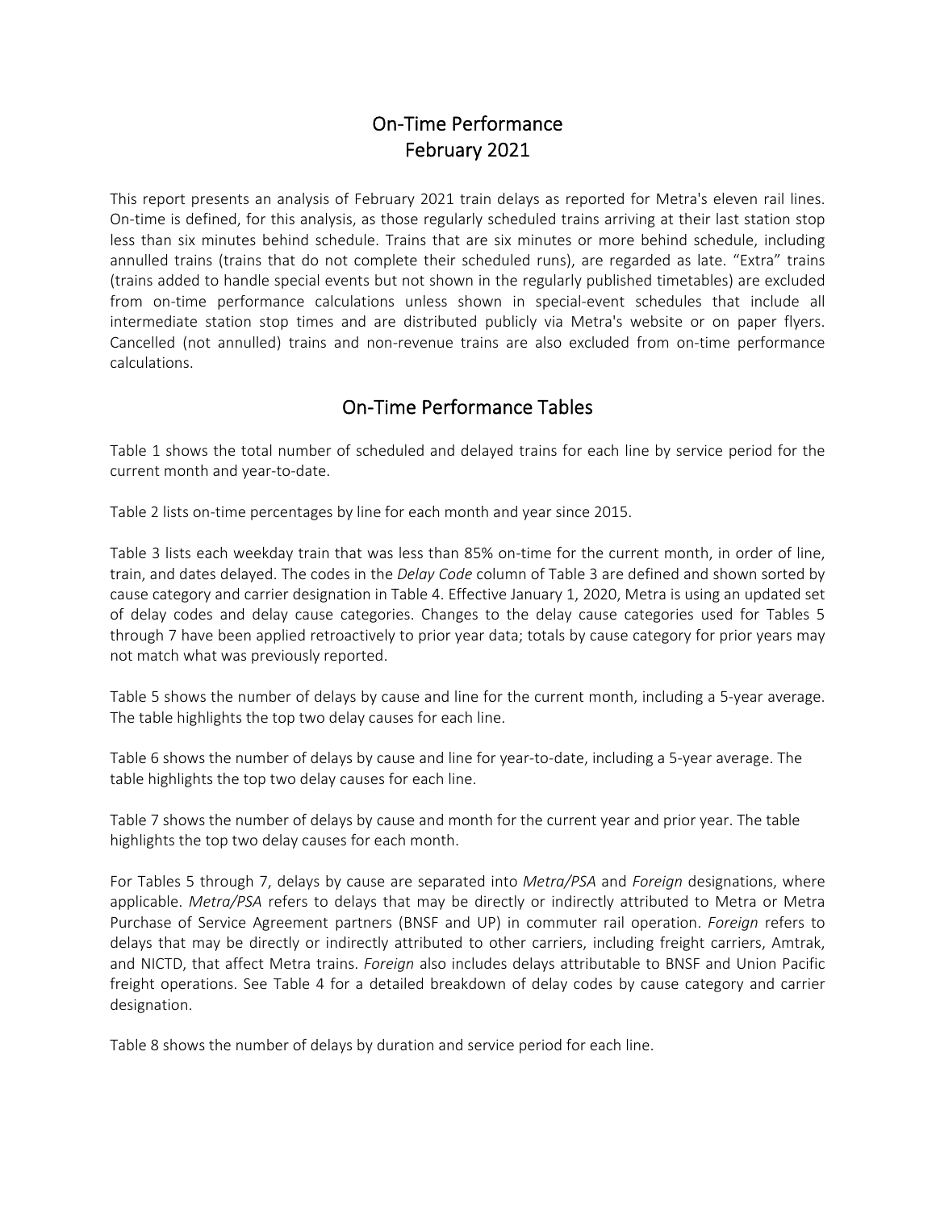# On-Time Performance
# February 2021

This report presents an analysis of February 2021 train delays as reported for Metra's eleven rail lines. On-time is defined, for this analysis, as those regularly scheduled trains arriving at their last station stop less than six minutes behind schedule. Trains that are six minutes or more behind schedule, including annulled trains (trains that do not complete their scheduled runs), are regarded as late. "Extra" trains (trains added to handle special events but not shown in the regularly published timetables) are excluded from on-time performance calculations unless shown in special-event schedules that include all intermediate station stop times and are distributed publicly via Metra's website or on paper flyers. Cancelled (not annulled) trains and non-revenue trains are also excluded from on-time performance calculations.

## On-Time Performance Tables

Table 1 shows the total number of scheduled and delayed trains for each line by service period for the current month and year-to-date.

Table 2 lists on-time percentages by line for each month and year since 2015.

Table 3 lists each weekday train that was less than 85% on-time for the current month, in order of line, train, and dates delayed. The codes in the *Delay Code* column of Table 3 are defined and shown sorted by cause category and carrier designation in Table 4. Effective January 1, 2020, Metra is using an updated set of delay codes and delay cause categories. Changes to the delay cause categories used for Tables 5 through 7 have been applied retroactively to prior year data; totals by cause category for prior years may not match what was previously reported.

Table 5 shows the number of delays by cause and line for the current month, including a 5-year average. The table highlights the top two delay causes for each line.

Table 6 shows the number of delays by cause and line for year-to-date, including a 5-year average. The table highlights the top two delay causes for each line.

Table 7 shows the number of delays by cause and month for the current year and prior year. The table highlights the top two delay causes for each month.

For Tables 5 through 7, delays by cause are separated into *Metra/PSA* and *Foreign* designations, where applicable. *Metra/PSA* refers to delays that may be directly or indirectly attributed to Metra or Metra Purchase of Service Agreement partners (BNSF and UP) in commuter rail operation. *Foreign* refers to delays that may be directly or indirectly attributed to other carriers, including freight carriers, Amtrak, and NICTD, that affect Metra trains. *Foreign* also includes delays attributable to BNSF and Union Pacific freight operations. See Table 4 for a detailed breakdown of delay codes by cause category and carrier designation.

Table 8 shows the number of delays by duration and service period for each line.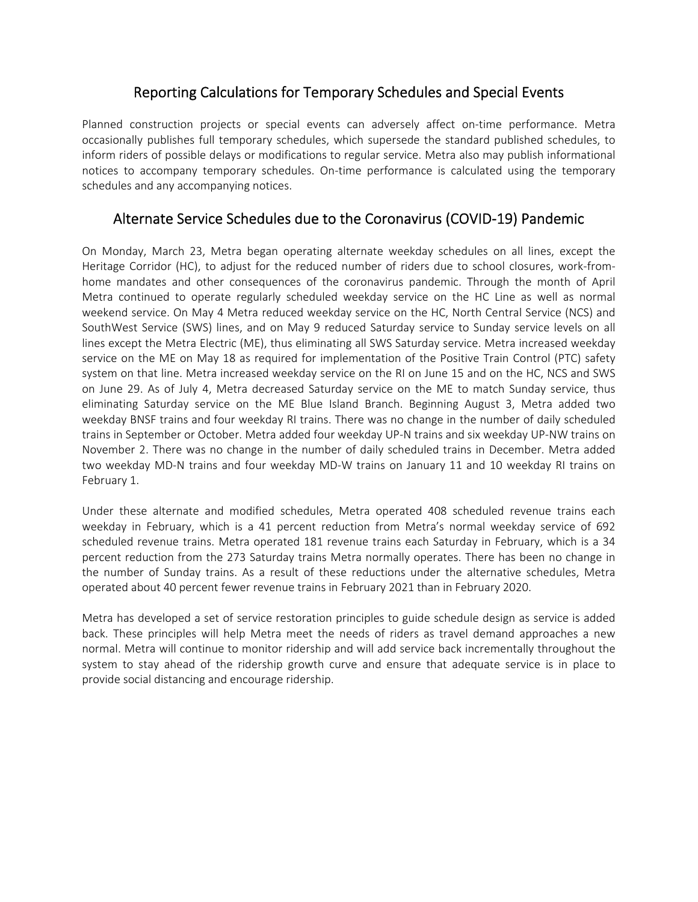## Reporting Calculations for Temporary Schedules and Special Events

Planned construction projects or special events can adversely affect on-time performance. Metra occasionally publishes full temporary schedules, which supersede the standard published schedules, to inform riders of possible delays or modifications to regular service. Metra also may publish informational notices to accompany temporary schedules. On-time performance is calculated using the temporary schedules and any accompanying notices.

## Alternate Service Schedules due to the Coronavirus (COVID-19) Pandemic

On Monday, March 23, Metra began operating alternate weekday schedules on all lines, except the Heritage Corridor (HC), to adjust for the reduced number of riders due to school closures, work-from-home mandates and other consequences of the coronavirus pandemic. Through the month of April Metra continued to operate regularly scheduled weekday service on the HC Line as well as normal weekend service. On May 4 Metra reduced weekday service on the HC, North Central Service (NCS) and SouthWest Service (SWS) lines, and on May 9 reduced Saturday service to Sunday service levels on all lines except the Metra Electric (ME), thus eliminating all SWS Saturday service. Metra increased weekday service on the ME on May 18 as required for implementation of the Positive Train Control (PTC) safety system on that line. Metra increased weekday service on the RI on June 15 and on the HC, NCS and SWS on June 29. As of July 4, Metra decreased Saturday service on the ME to match Sunday service, thus eliminating Saturday service on the ME Blue Island Branch. Beginning August 3, Metra added two weekday BNSF trains and four weekday RI trains. There was no change in the number of daily scheduled trains in September or October. Metra added four weekday UP-N trains and six weekday UP-NW trains on November 2. There was no change in the number of daily scheduled trains in December. Metra added two weekday MD-N trains and four weekday MD-W trains on January 11 and 10 weekday RI trains on February 1.

Under these alternate and modified schedules, Metra operated 408 scheduled revenue trains each weekday in February, which is a 41 percent reduction from Metra's normal weekday service of 692 scheduled revenue trains. Metra operated 181 revenue trains each Saturday in February, which is a 34 percent reduction from the 273 Saturday trains Metra normally operates. There has been no change in the number of Sunday trains. As a result of these reductions under the alternative schedules, Metra operated about 40 percent fewer revenue trains in February 2021 than in February 2020.

Metra has developed a set of service restoration principles to guide schedule design as service is added back. These principles will help Metra meet the needs of riders as travel demand approaches a new normal. Metra will continue to monitor ridership and will add service back incrementally throughout the system to stay ahead of the ridership growth curve and ensure that adequate service is in place to provide social distancing and encourage ridership.